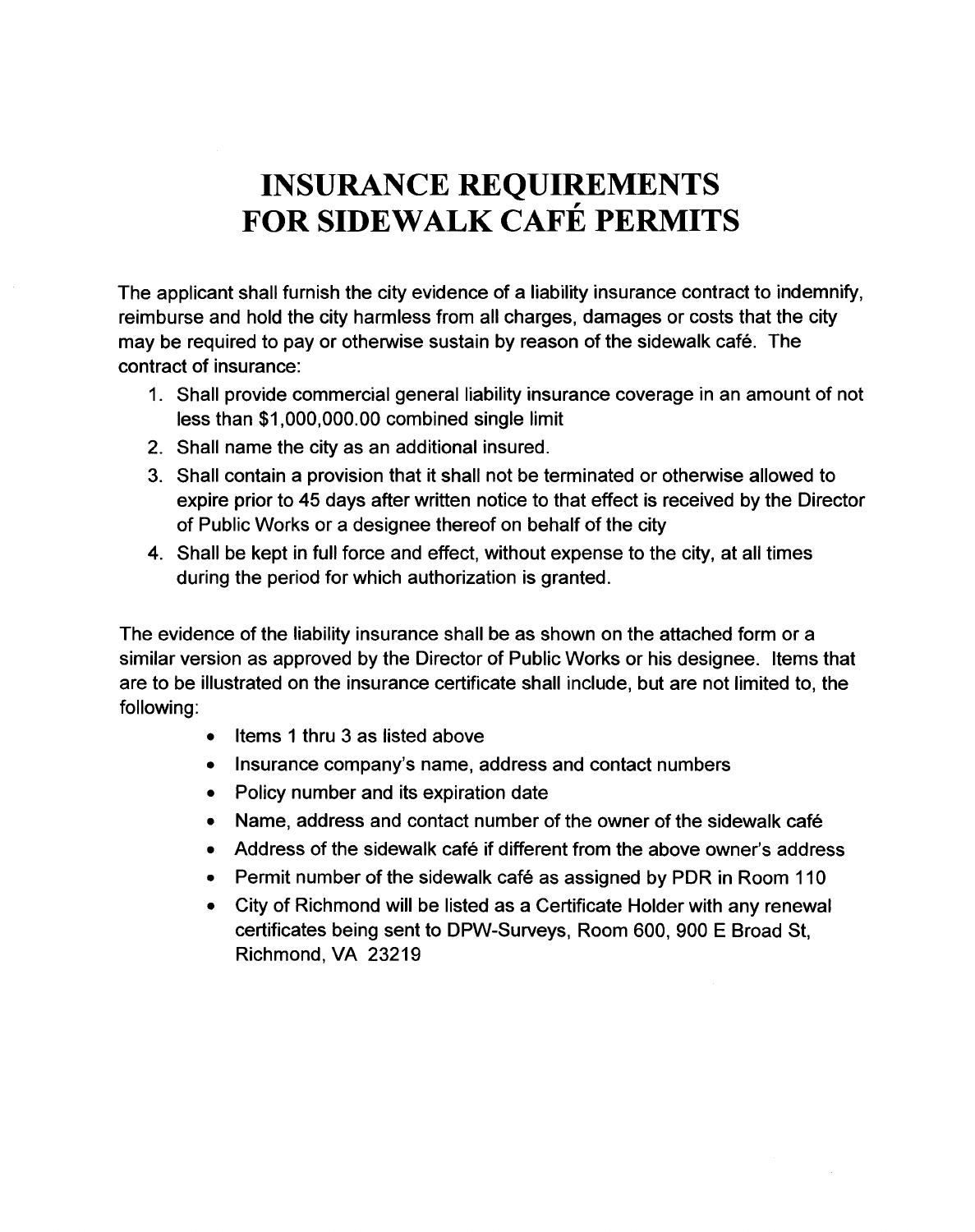# INSURANCE REQUIREMENTS FOR SIDEWALK CAFÉ PERMITS

The applicant shall furnish the city evidence of a liability insurance contract to indemnify, reimburse and hold the city harmless from all charges, damages or costs that the city may be required to pay or otherwise sustain by reason of the sidewalk café. The contract of insurance:

1. Shall provide commercial general liability insurance coverage in an amount of not less than $1,000,000.00 combined single limit
2. Shall name the city as an additional insured.
3. Shall contain a provision that it shall not be terminated or otherwise allowed to expire prior to 45 days after written notice to that effect is received by the Director of Public Works or a designee thereof on behalf of the city
4. Shall be kept in full force and effect, without expense to the city, at all times during the period for which authorization is granted.

The evidence of the liability insurance shall be as shown on the attached form or a similar version as approved by the Director of Public Works or his designee. Items that are to be illustrated on the insurance certificate shall include, but are not limited to, the following:

- Items 1 thru 3 as listed above
- Insurance company's name, address and contact numbers
- Policy number and its expiration date
- Name, address and contact number of the owner of the sidewalk café
- Address of the sidewalk café if different from the above owner's address
- Permit number of the sidewalk café as assigned by PDR in Room 110
- City of Richmond will be listed as a Certificate Holder with any renewal certificates being sent to DPW-Surveys, Room 600, 900 E Broad St, Richmond, VA 23219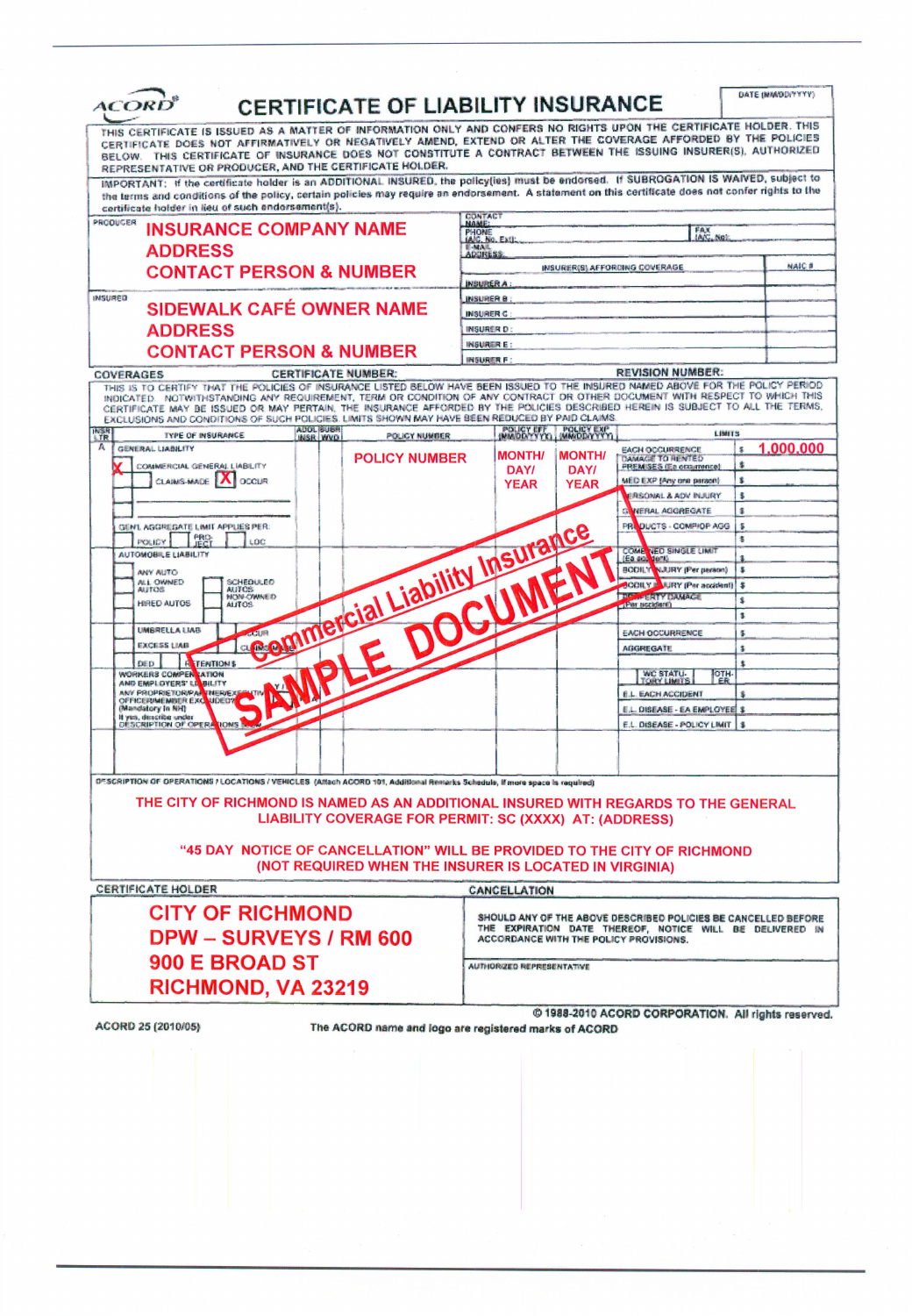# ACORD® CERTIFICATE OF LIABILITY INSURANCE

DATE (MM/DD/YYYY)

THIS CERTIFICATE IS ISSUED AS A MATTER OF INFORMATION ONLY AND CONFERS NO RIGHTS UPON THE CERTIFICATE HOLDER. THIS CERTIFICATE DOES NOT AFFIRMATIVELY OR NEGATIVELY AMEND, EXTEND OR ALTER THE COVERAGE AFFORDED BY THE POLICIES BELOW. THIS CERTIFICATE OF INSURANCE DOES NOT CONSTITUTE A CONTRACT BETWEEN THE ISSUING INSURER(S), AUTHORIZED REPRESENTATIVE OR PRODUCER, AND THE CERTIFICATE HOLDER.

IMPORTANT: If the certificate holder is an ADDITIONAL INSURED, the policy(ies) must be endorsed. If SUBROGATION IS WAIVED, subject to the terms and conditions of the policy, certain policies may require an endorsement. A statement on this certificate does not confer rights to the certificate holder in lieu of such endorsement(s).

| | |
|---|---|
| PRODUCER<br>**INSURANCE COMPANY NAME**<br>**ADDRESS**<br>**CONTACT PERSON & NUMBER** | CONTACT NAME:<br>PHONE (A/C, No, Ext): FAX (A/C, No):<br>E-MAIL ADDRESS: |
| | INSURER(S) AFFORDING COVERAGE — NAIC # |
| | INSURER A : |
| INSURED<br>**SIDEWALK CAFÉ OWNER NAME**<br>**ADDRESS**<br>**CONTACT PERSON & NUMBER** | INSURER B : |
| | INSURER C : |
| | INSURER D : |
| | INSURER E : |
| | INSURER F : |

**COVERAGES** CERTIFICATE NUMBER: REVISION NUMBER:

THIS IS TO CERTIFY THAT THE POLICIES OF INSURANCE LISTED BELOW HAVE BEEN ISSUED TO THE INSURED NAMED ABOVE FOR THE POLICY PERIOD INDICATED. NOTWITHSTANDING ANY REQUIREMENT, TERM OR CONDITION OF ANY CONTRACT OR OTHER DOCUMENT WITH RESPECT TO WHICH THIS CERTIFICATE MAY BE ISSUED OR MAY PERTAIN, THE INSURANCE AFFORDED BY THE POLICIES DESCRIBED HEREIN IS SUBJECT TO ALL THE TERMS, EXCLUSIONS AND CONDITIONS OF SUCH POLICIES. LIMITS SHOWN MAY HAVE BEEN REDUCED BY PAID CLAIMS.

| INSR LTR | TYPE OF INSURANCE | ADDL INSR | SUBR WVD | POLICY NUMBER | POLICY EFF (MM/DD/YYYY) | POLICY EXP (MM/DD/YYYY) | LIMITS | |
|---|---|---|---|---|---|---|---|---|
| A | GENERAL LIABILITY<br>X COMMERCIAL GENERAL LIABILITY<br>CLAIMS-MADE [X] OCCUR<br>GEN'L AGGREGATE LIMIT APPLIES PER: POLICY / PRO-JECT / LOC | | | **POLICY NUMBER** | **MONTH/ DAY/ YEAR** | **MONTH/ DAY/ YEAR** | EACH OCCURRENCE | $ **1,000,000** |
| | | | | | | | DAMAGE TO RENTED PREMISES (Ea occurrence) | $ |
| | | | | | | | MED EXP (Any one person) | $ |
| | | | | | | | PERSONAL & ADV INJURY | $ |
| | | | | | | | GENERAL AGGREGATE | $ |
| | | | | | | | PRODUCTS - COMP/OP AGG | $ |
| | | | | | | | | $ |
| | AUTOMOBILE LIABILITY<br>ANY AUTO<br>ALL OWNED AUTOS / SCHEDULED AUTOS<br>HIRED AUTOS / NON-OWNED AUTOS | | | | | | COMBINED SINGLE LIMIT (Ea accident) | $ |
| | | | | | | | BODILY INJURY (Per person) | $ |
| | | | | | | | BODILY INJURY (Per accident) | $ |
| | | | | | | | PROPERTY DAMAGE (Per accident) | $ |
| | | | | | | | | $ |
| | UMBRELLA LIAB / OCCUR<br>EXCESS LIAB / CLAIMS-MADE<br>DED / RETENTION $ | | | | | | EACH OCCURRENCE | $ |
| | | | | | | | AGGREGATE | $ |
| | | | | | | | | $ |
| | WORKERS COMPENSATION AND EMPLOYERS' LIABILITY<br>ANY PROPRIETOR/PARTNER/EXECUTIVE OFFICER/MEMBER EXCLUDED? Y/N<br>(Mandatory in NH)<br>If yes, describe under DESCRIPTION OF OPERATIONS below | | | | | | WC STATU-TORY LIMITS / OTH-ER | |
| | | | | | | | E.L. EACH ACCIDENT | $ |
| | | | | | | | E.L. DISEASE - EA EMPLOYEE | $ |
| | | | | | | | E.L. DISEASE - POLICY LIMIT | $ |

*Commercial Liability Insurance — SAMPLE DOCUMENT*

DESCRIPTION OF OPERATIONS / LOCATIONS / VEHICLES (Attach ACORD 101, Additional Remarks Schedule, if more space is required)

**THE CITY OF RICHMOND IS NAMED AS AN ADDITIONAL INSURED WITH REGARDS TO THE GENERAL LIABILITY COVERAGE FOR PERMIT: SC (XXXX) AT: (ADDRESS)**

**"45 DAY NOTICE OF CANCELLATION" WILL BE PROVIDED TO THE CITY OF RICHMOND (NOT REQUIRED WHEN THE INSURER IS LOCATED IN VIRGINIA)**

| CERTIFICATE HOLDER | CANCELLATION |
|---|---|
| **CITY OF RICHMOND**<br>**DPW – SURVEYS / RM 600**<br>**900 E BROAD ST**<br>**RICHMOND, VA 23219** | SHOULD ANY OF THE ABOVE DESCRIBED POLICIES BE CANCELLED BEFORE THE EXPIRATION DATE THEREOF, NOTICE WILL BE DELIVERED IN ACCORDANCE WITH THE POLICY PROVISIONS.<br><br>AUTHORIZED REPRESENTATIVE |

© 1988-2010 ACORD CORPORATION. All rights reserved.

ACORD 25 (2010/05) The ACORD name and logo are registered marks of ACORD